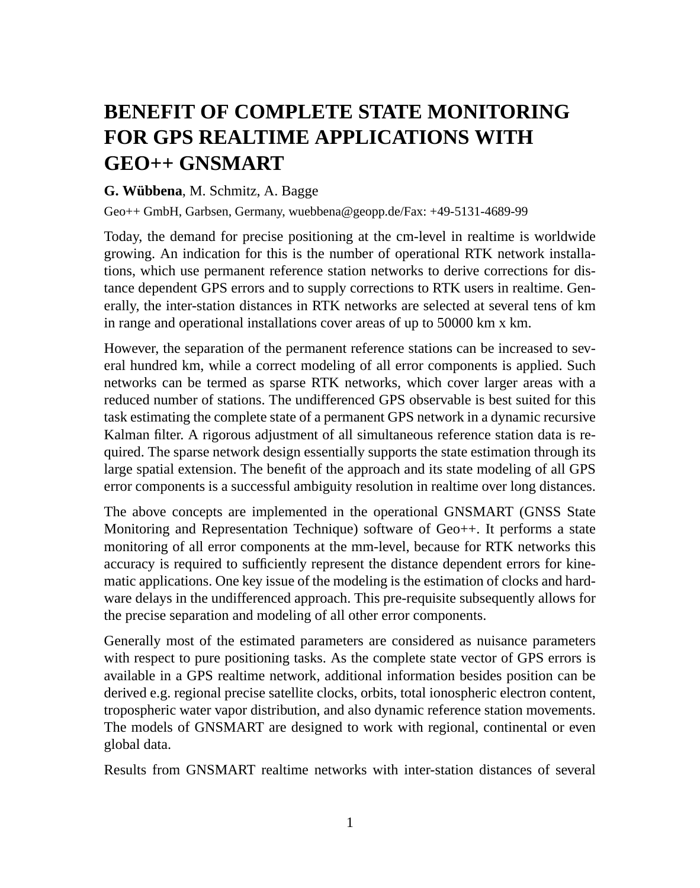# BENEFIT OF COMPLETE STATE MONITORING FOR GPS REALTIME APPLICATIONS WITH GEO++ GNSMART

**G. Wübbena**, M. Schmitz, A. Bagge

Geo++ GmbH, Garbsen, Germany, wuebbena@geopp.de/Fax: +49-5131-4689-99

Today, the demand for precise positioning at the cm-level in realtime is worldwide growing. An indication for this is the number of operational RTK network installations, which use permanent reference station networks to derive corrections for distance dependent GPS errors and to supply corrections to RTK users in realtime. Generally, the inter-station distances in RTK networks are selected at several tens of km in range and operational installations cover areas of up to 50000 km x km.

However, the separation of the permanent reference stations can be increased to several hundred km, while a correct modeling of all error components is applied. Such networks can be termed as sparse RTK networks, which cover larger areas with a reduced number of stations. The undifferenced GPS observable is best suited for this task estimating the complete state of a permanent GPS network in a dynamic recursive Kalman filter. A rigorous adjustment of all simultaneous reference station data is required. The sparse network design essentially supports the state estimation through its large spatial extension. The benefit of the approach and its state modeling of all GPS error components is a successful ambiguity resolution in realtime over long distances.

The above concepts are implemented in the operational GNSMART (GNSS State Monitoring and Representation Technique) software of Geo++. It performs a state monitoring of all error components at the mm-level, because for RTK networks this accuracy is required to sufficiently represent the distance dependent errors for kinematic applications. One key issue of the modeling is the estimation of clocks and hardware delays in the undifferenced approach. This pre-requisite subsequently allows for the precise separation and modeling of all other error components.

Generally most of the estimated parameters are considered as nuisance parameters with respect to pure positioning tasks. As the complete state vector of GPS errors is available in a GPS realtime network, additional information besides position can be derived e.g. regional precise satellite clocks, orbits, total ionospheric electron content, tropospheric water vapor distribution, and also dynamic reference station movements. The models of GNSMART are designed to work with regional, continental or even global data.

Results from GNSMART realtime networks with inter-station distances of several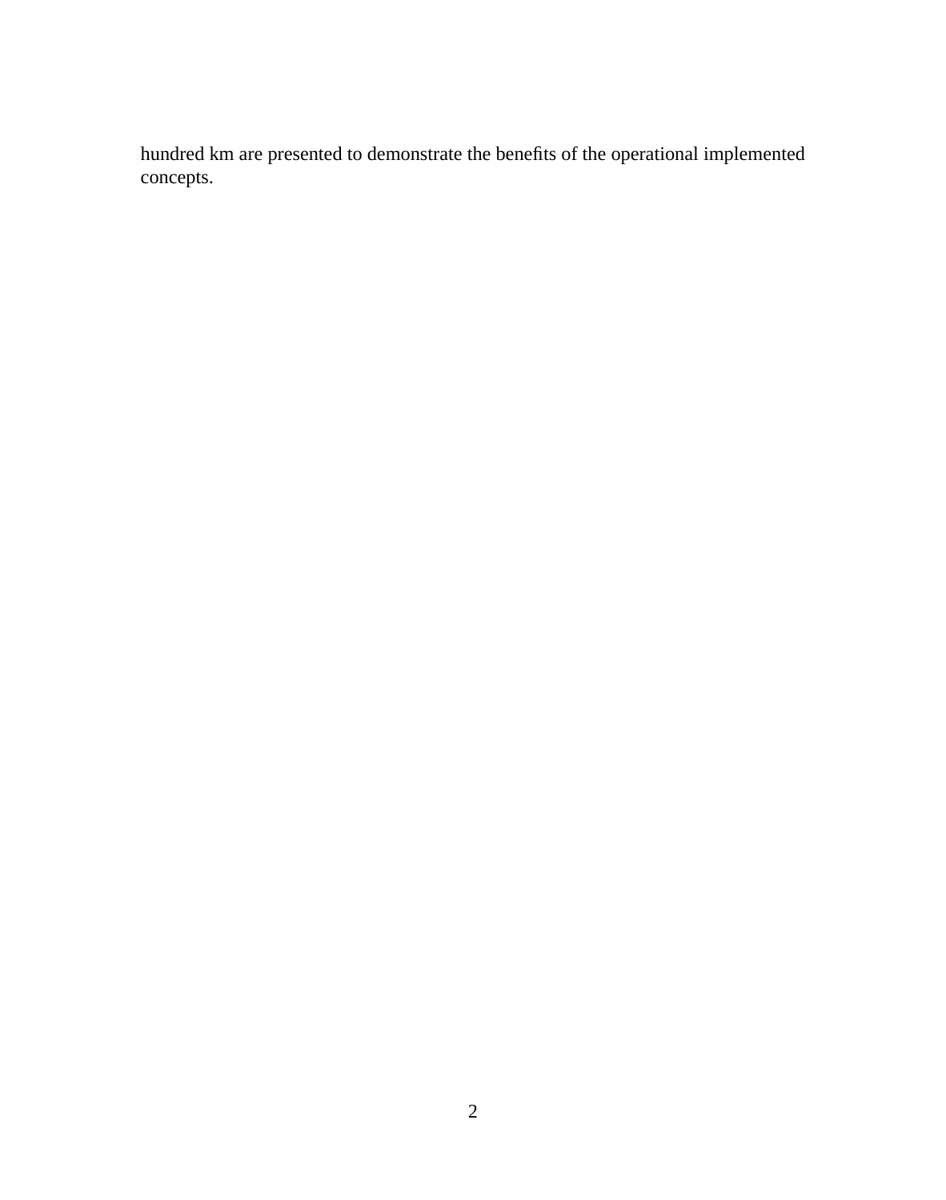hundred km are presented to demonstrate the benefits of the operational implemented concepts.